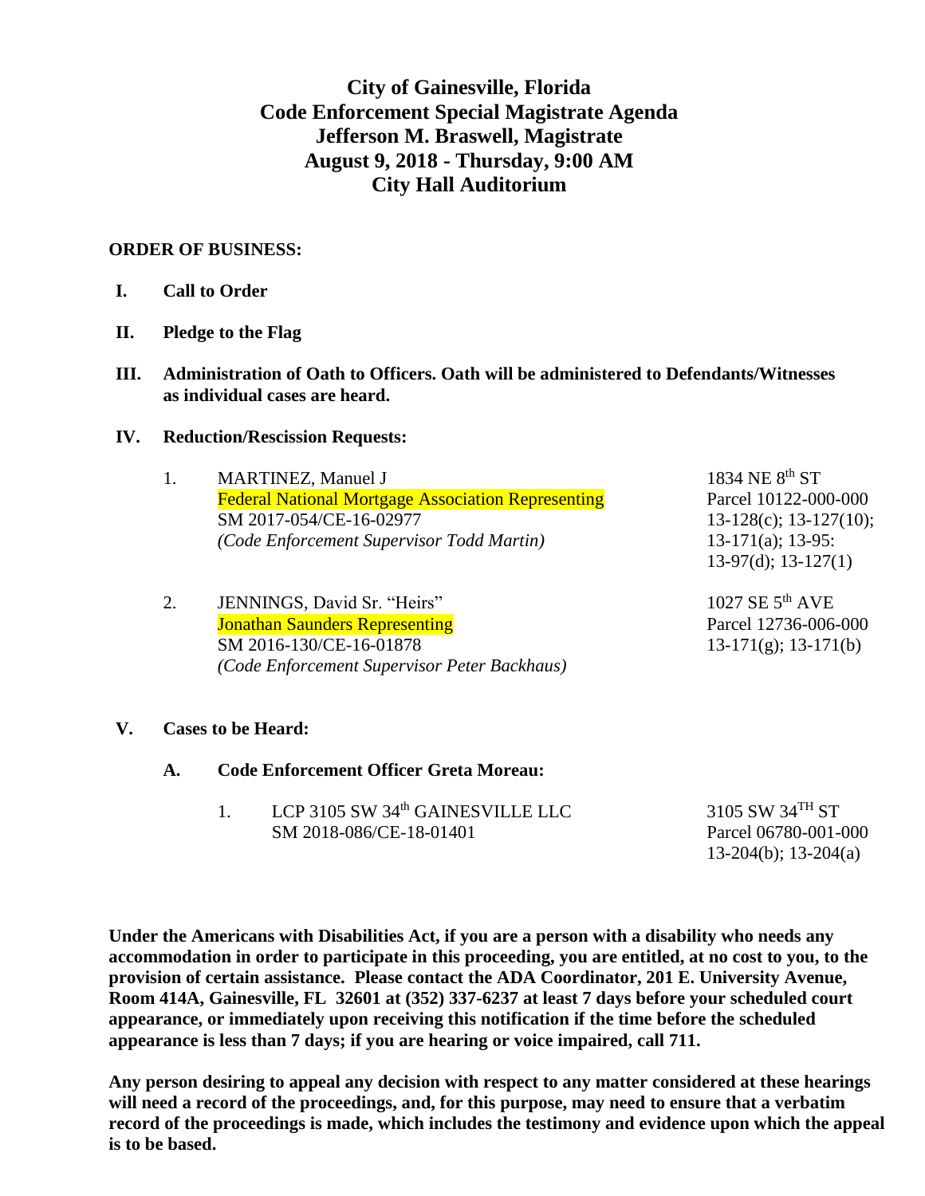# City of Gainesville, Florida
# Code Enforcement Special Magistrate Agenda
# Jefferson M. Braswell, Magistrate
# August 9, 2018 - Thursday, 9:00 AM
# City Hall Auditorium

**ORDER OF BUSINESS:**

**I. Call to Order**

**II. Pledge to the Flag**

**III. Administration of Oath to Officers. Oath will be administered to Defendants/Witnesses as individual cases are heard.**

**IV. Reduction/Rescission Requests:**

1. MARTINEZ, Manuel J — 1834 NE 8th ST
   Federal National Mortgage Association Representing — Parcel 10122-000-000
   SM 2017-054/CE-16-02977 — 13-128(c); 13-127(10); 13-171(a); 13-95: 13-97(d); 13-127(1)
   *(Code Enforcement Supervisor Todd Martin)*

2. JENNINGS, David Sr. "Heirs" — 1027 SE 5th AVE
   Jonathan Saunders Representing — Parcel 12736-006-000
   SM 2016-130/CE-16-01878 — 13-171(g); 13-171(b)
   *(Code Enforcement Supervisor Peter Backhaus)*

**V. Cases to be Heard:**

**A. Code Enforcement Officer Greta Moreau:**

1. LCP 3105 SW 34th GAINESVILLE LLC — 3105 SW 34TH ST
   SM 2018-086/CE-18-01401 — Parcel 06780-001-000
   13-204(b); 13-204(a)

**Under the Americans with Disabilities Act, if you are a person with a disability who needs any accommodation in order to participate in this proceeding, you are entitled, at no cost to you, to the provision of certain assistance. Please contact the ADA Coordinator, 201 E. University Avenue, Room 414A, Gainesville, FL 32601 at (352) 337-6237 at least 7 days before your scheduled court appearance, or immediately upon receiving this notification if the time before the scheduled appearance is less than 7 days; if you are hearing or voice impaired, call 711.**

**Any person desiring to appeal any decision with respect to any matter considered at these hearings will need a record of the proceedings, and, for this purpose, may need to ensure that a verbatim record of the proceedings is made, which includes the testimony and evidence upon which the appeal is to be based.**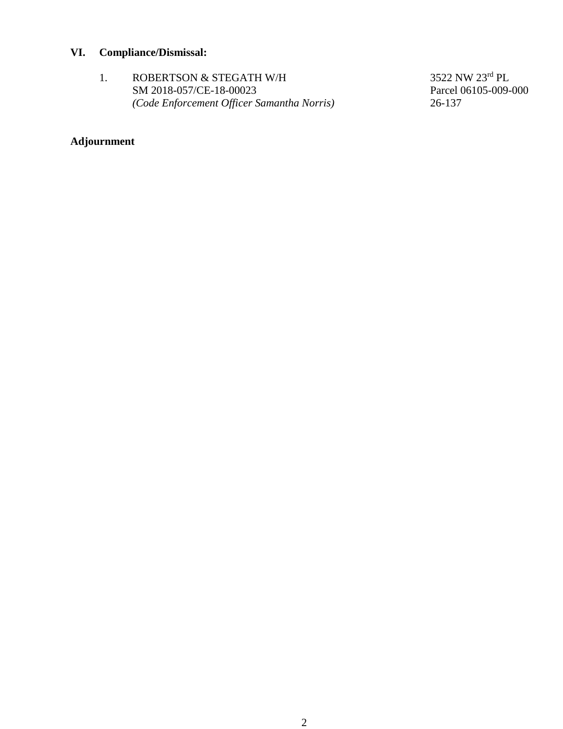## VI. Compliance/Dismissal:

1. ROBERTSON & STEGATH W/H — 3522 NW 23rd PL
   SM 2018-057/CE-18-00023 — Parcel 06105-009-000
   *(Code Enforcement Officer Samantha Norris)* — 26-137

**Adjournment**